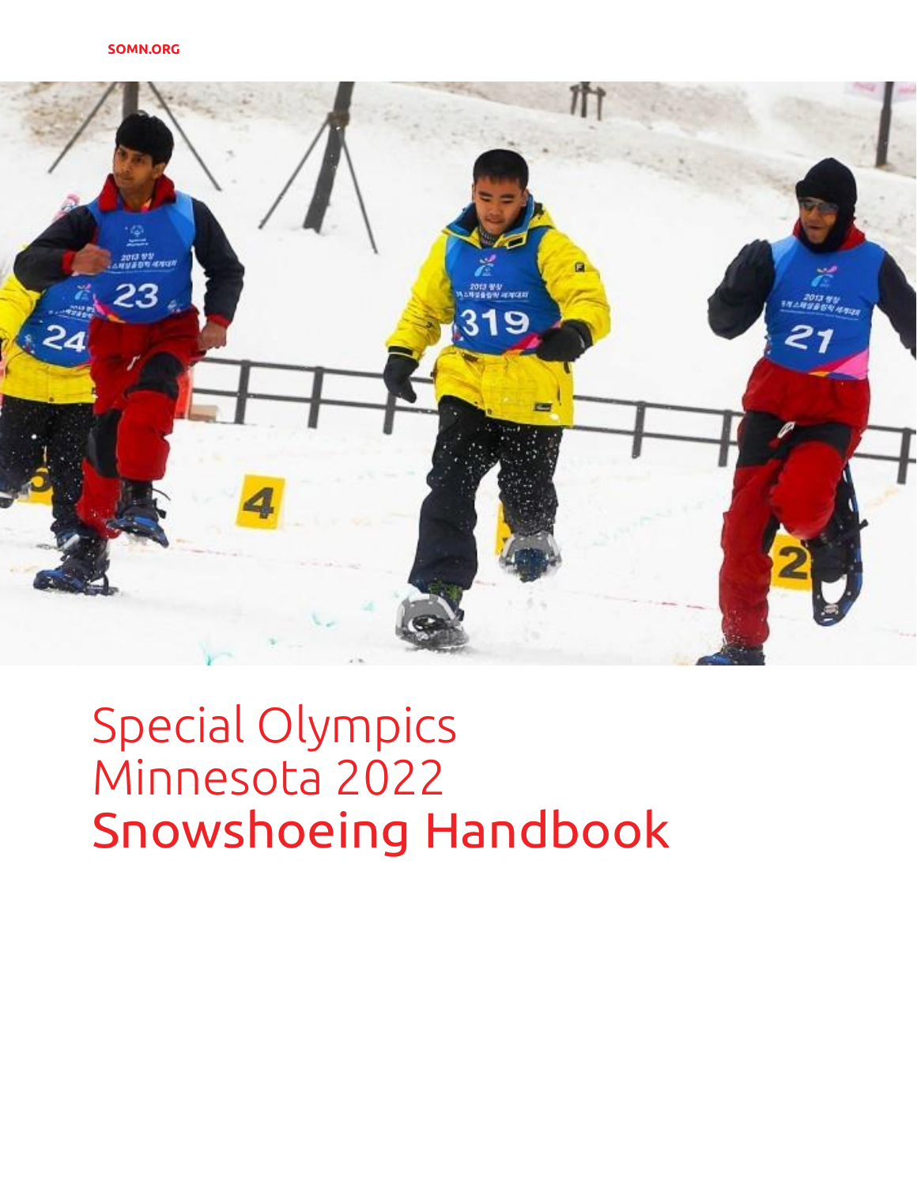SOMN.ORG

# Special Olympics Minnesota 2022 Snowshoeing Handbook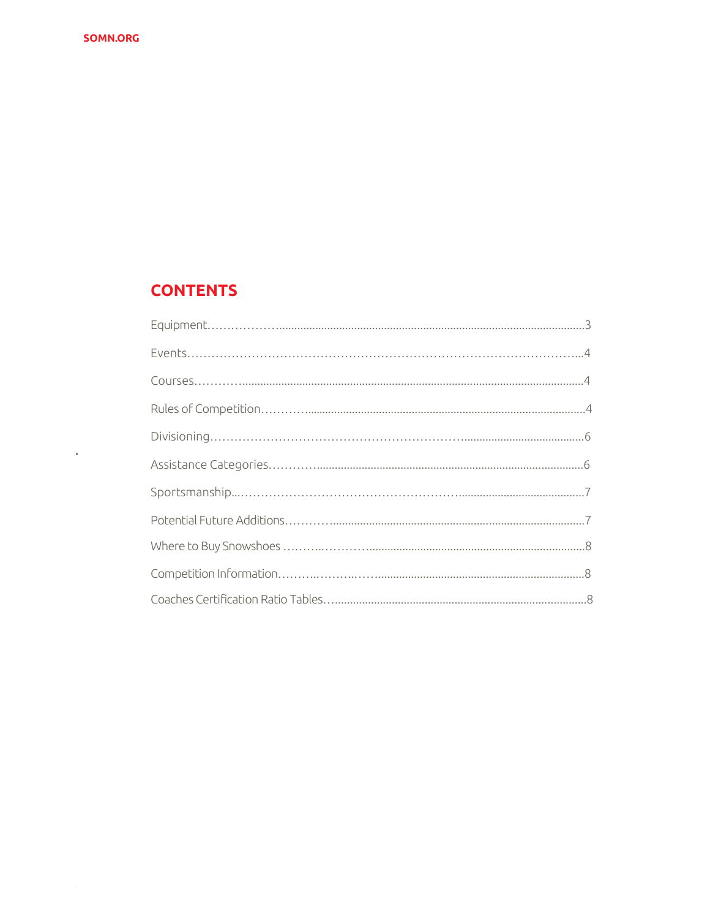## CONTENTS

| | |
|---|---|
| Equipment | 3 |
| Events | 4 |
| Courses | 4 |
| Rules of Competition | 4 |
| Divisioning | 6 |
| Assistance Categories | 6 |
| Sportsmanship | 7 |
| Potential Future Additions | 7 |
| Where to Buy Snowshoes | 8 |
| Competition Information | 8 |
| Coaches Certification Ratio Tables | 8 |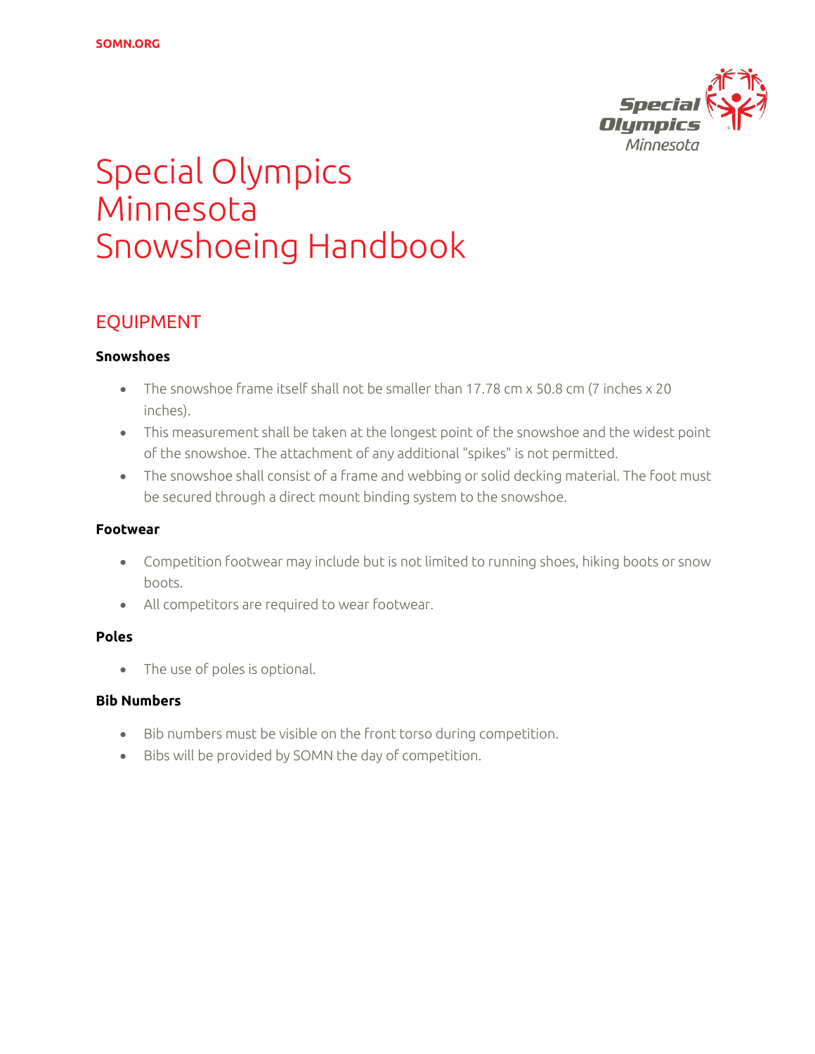# Special Olympics Minnesota Snowshoeing Handbook

## EQUIPMENT

### Snowshoes

- The snowshoe frame itself shall not be smaller than 17.78 cm x 50.8 cm (7 inches x 20 inches).
- This measurement shall be taken at the longest point of the snowshoe and the widest point of the snowshoe. The attachment of any additional "spikes" is not permitted.
- The snowshoe shall consist of a frame and webbing or solid decking material. The foot must be secured through a direct mount binding system to the snowshoe.

### Footwear

- Competition footwear may include but is not limited to running shoes, hiking boots or snow boots.
- All competitors are required to wear footwear.

### Poles

- The use of poles is optional.

### Bib Numbers

- Bib numbers must be visible on the front torso during competition.
- Bibs will be provided by SOMN the day of competition.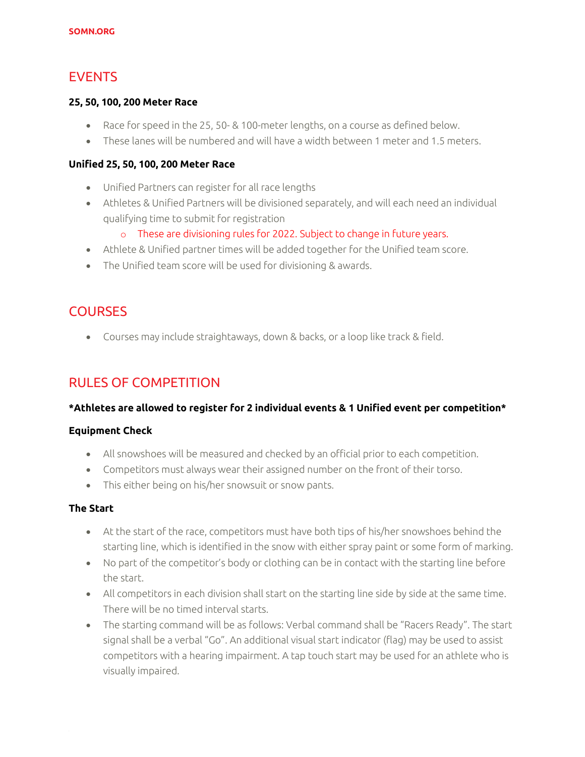## EVENTS

**25, 50, 100, 200 Meter Race**

- Race for speed in the 25, 50- & 100-meter lengths, on a course as defined below.
- These lanes will be numbered and will have a width between 1 meter and 1.5 meters.

**Unified 25, 50, 100, 200 Meter Race**

- Unified Partners can register for all race lengths
- Athletes & Unified Partners will be divisioned separately, and will each need an individual qualifying time to submit for registration
    - These are divisioning rules for 2022. Subject to change in future years.
- Athlete & Unified partner times will be added together for the Unified team score.
- The Unified team score will be used for divisioning & awards.

## COURSES

- Courses may include straightaways, down & backs, or a loop like track & field.

## RULES OF COMPETITION

***Athletes are allowed to register for 2 individual events & 1 Unified event per competition***

**Equipment Check**

- All snowshoes will be measured and checked by an official prior to each competition.
- Competitors must always wear their assigned number on the front of their torso.
- This either being on his/her snowsuit or snow pants.

**The Start**

- At the start of the race, competitors must have both tips of his/her snowshoes behind the starting line, which is identified in the snow with either spray paint or some form of marking.
- No part of the competitor's body or clothing can be in contact with the starting line before the start.
- All competitors in each division shall start on the starting line side by side at the same time. There will be no timed interval starts.
- The starting command will be as follows: Verbal command shall be "Racers Ready". The start signal shall be a verbal "Go". An additional visual start indicator (flag) may be used to assist competitors with a hearing impairment. A tap touch start may be used for an athlete who is visually impaired.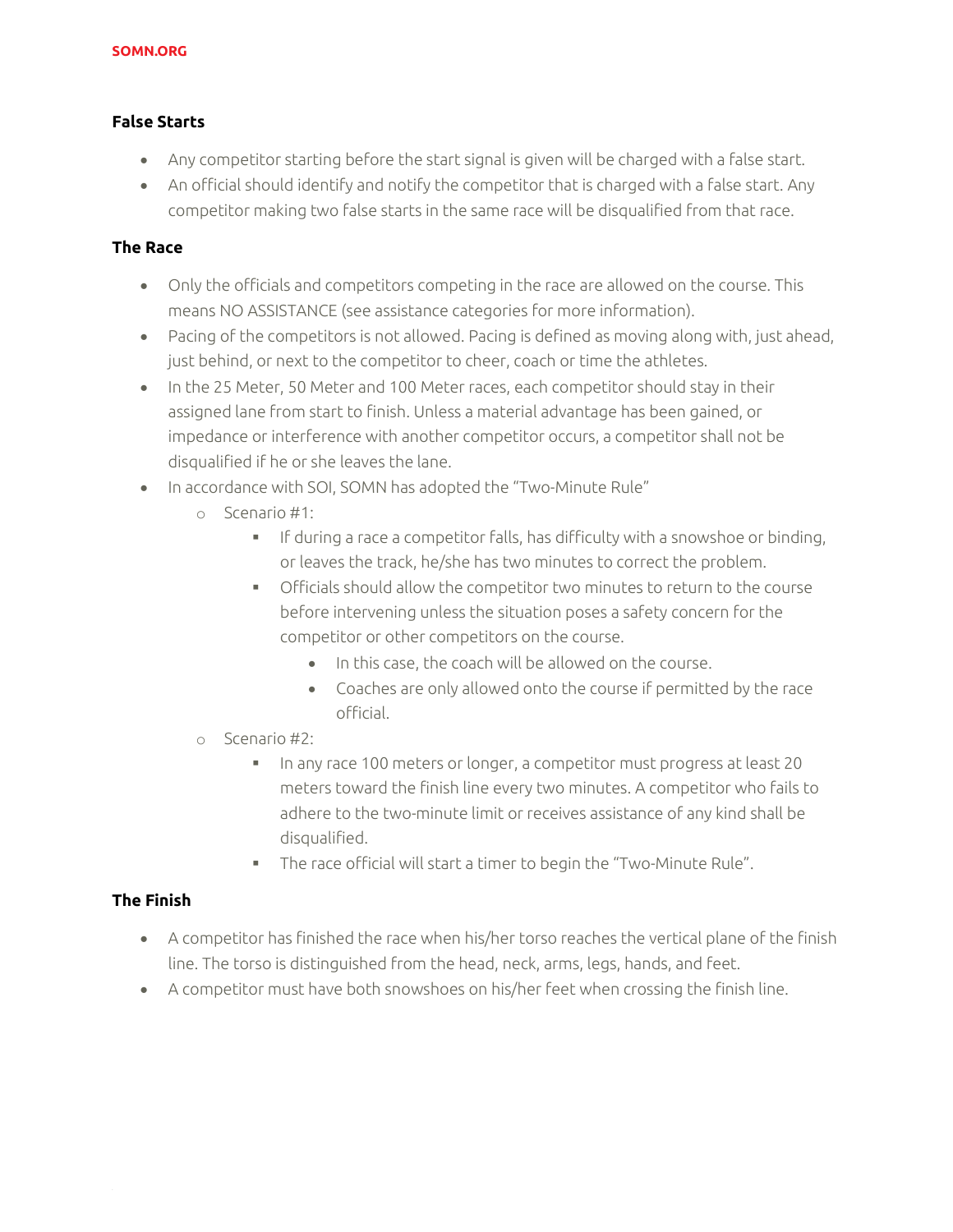### False Starts

- Any competitor starting before the start signal is given will be charged with a false start.
- An official should identify and notify the competitor that is charged with a false start. Any competitor making two false starts in the same race will be disqualified from that race.

### The Race

- Only the officials and competitors competing in the race are allowed on the course. This means NO ASSISTANCE (see assistance categories for more information).
- Pacing of the competitors is not allowed. Pacing is defined as moving along with, just ahead, just behind, or next to the competitor to cheer, coach or time the athletes.
- In the 25 Meter, 50 Meter and 100 Meter races, each competitor should stay in their assigned lane from start to finish. Unless a material advantage has been gained, or impedance or interference with another competitor occurs, a competitor shall not be disqualified if he or she leaves the lane.
- In accordance with SOI, SOMN has adopted the "Two-Minute Rule"
  - Scenario #1:
    - If during a race a competitor falls, has difficulty with a snowshoe or binding, or leaves the track, he/she has two minutes to correct the problem.
    - Officials should allow the competitor two minutes to return to the course before intervening unless the situation poses a safety concern for the competitor or other competitors on the course.
      - In this case, the coach will be allowed on the course.
      - Coaches are only allowed onto the course if permitted by the race official.
  - Scenario #2:
    - In any race 100 meters or longer, a competitor must progress at least 20 meters toward the finish line every two minutes. A competitor who fails to adhere to the two-minute limit or receives assistance of any kind shall be disqualified.
    - The race official will start a timer to begin the "Two-Minute Rule".

### The Finish

- A competitor has finished the race when his/her torso reaches the vertical plane of the finish line. The torso is distinguished from the head, neck, arms, legs, hands, and feet.
- A competitor must have both snowshoes on his/her feet when crossing the finish line.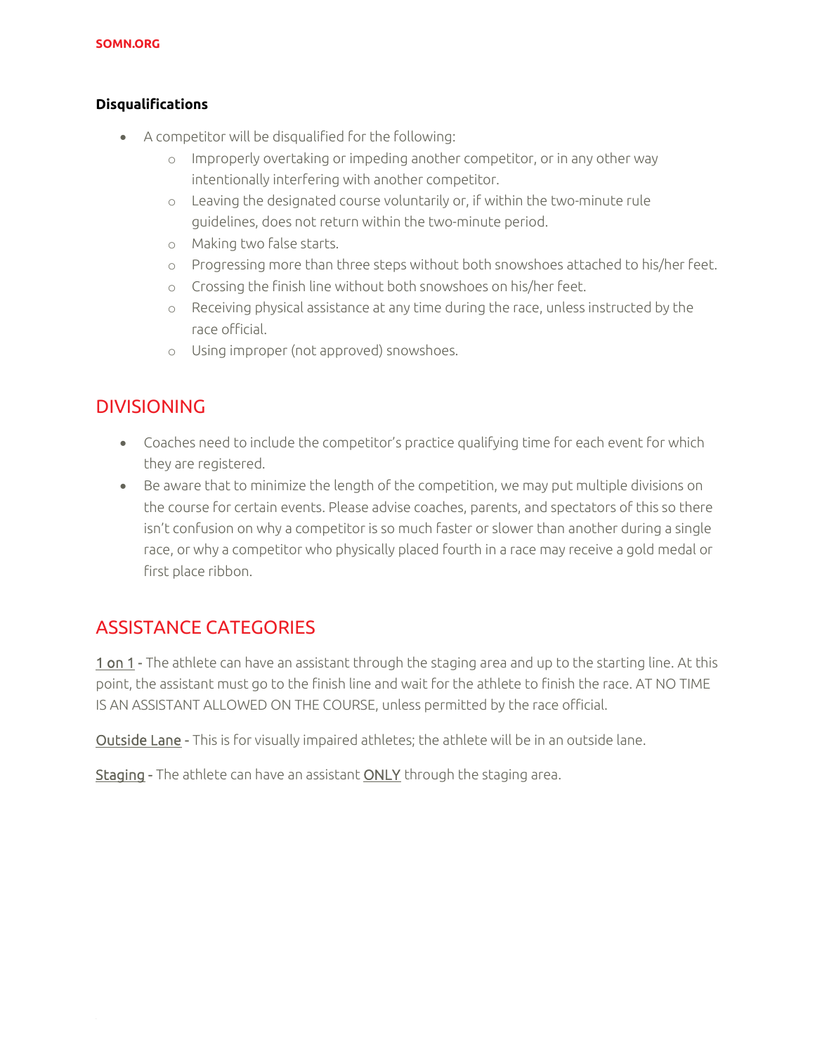**Disqualifications**

- A competitor will be disqualified for the following:
  - Improperly overtaking or impeding another competitor, or in any other way intentionally interfering with another competitor.
  - Leaving the designated course voluntarily or, if within the two-minute rule guidelines, does not return within the two-minute period.
  - Making two false starts.
  - Progressing more than three steps without both snowshoes attached to his/her feet.
  - Crossing the finish line without both snowshoes on his/her feet.
  - Receiving physical assistance at any time during the race, unless instructed by the race official.
  - Using improper (not approved) snowshoes.

## DIVISIONING

- Coaches need to include the competitor's practice qualifying time for each event for which they are registered.
- Be aware that to minimize the length of the competition, we may put multiple divisions on the course for certain events. Please advise coaches, parents, and spectators of this so there isn't confusion on why a competitor is so much faster or slower than another during a single race, or why a competitor who physically placed fourth in a race may receive a gold medal or first place ribbon.

## ASSISTANCE CATEGORIES

1 on 1 - The athlete can have an assistant through the staging area and up to the starting line. At this point, the assistant must go to the finish line and wait for the athlete to finish the race. AT NO TIME IS AN ASSISTANT ALLOWED ON THE COURSE, unless permitted by the race official.

Outside Lane - This is for visually impaired athletes; the athlete will be in an outside lane.

Staging - The athlete can have an assistant ONLY through the staging area.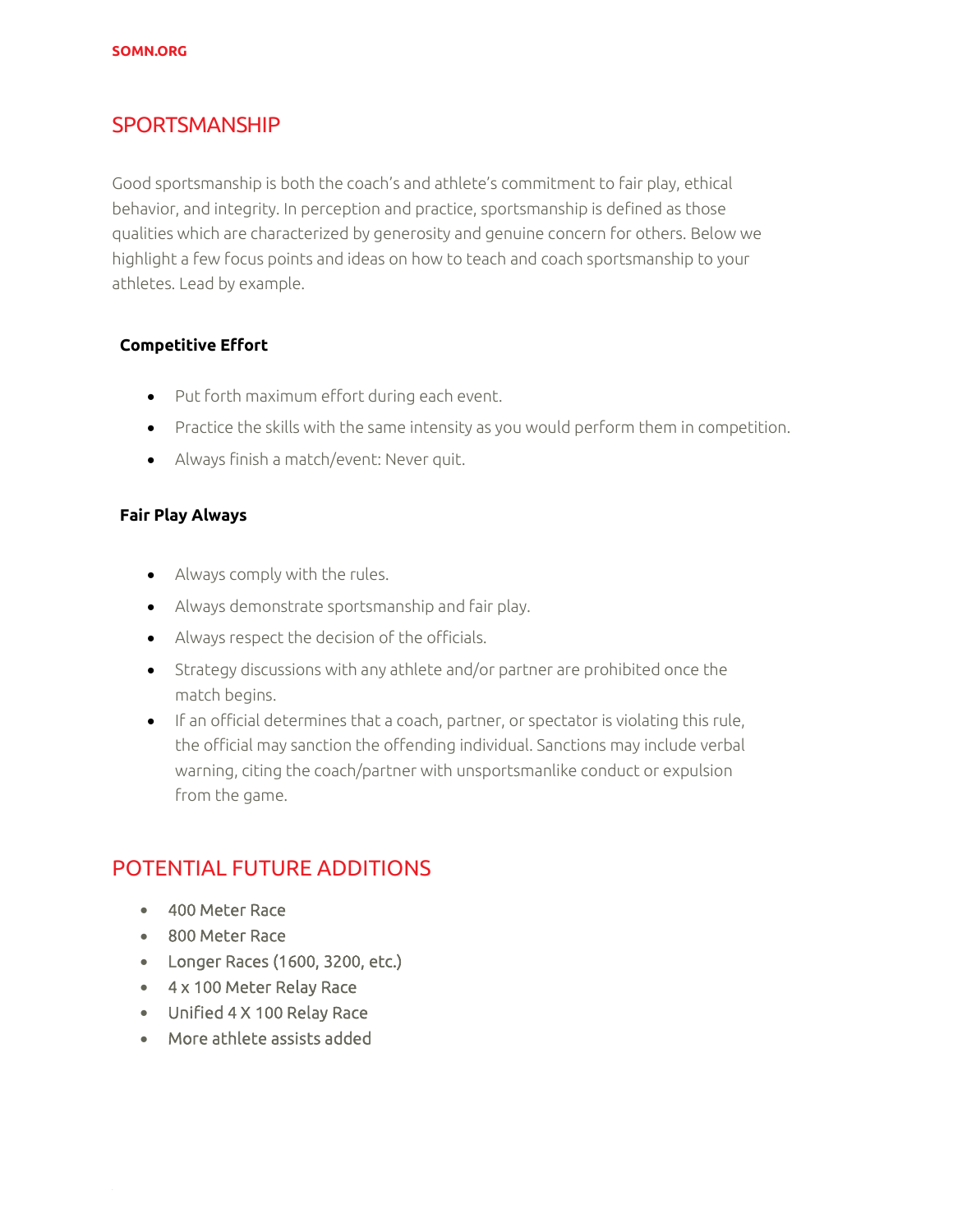## SPORTSMANSHIP

Good sportsmanship is both the coach's and athlete's commitment to fair play, ethical behavior, and integrity. In perception and practice, sportsmanship is defined as those qualities which are characterized by generosity and genuine concern for others. Below we highlight a few focus points and ideas on how to teach and coach sportsmanship to your athletes. Lead by example.

### Competitive Effort

- Put forth maximum effort during each event.
- Practice the skills with the same intensity as you would perform them in competition.
- Always finish a match/event: Never quit.

### Fair Play Always

- Always comply with the rules.
- Always demonstrate sportsmanship and fair play.
- Always respect the decision of the officials.
- Strategy discussions with any athlete and/or partner are prohibited once the match begins.
- If an official determines that a coach, partner, or spectator is violating this rule, the official may sanction the offending individual. Sanctions may include verbal warning, citing the coach/partner with unsportsmanlike conduct or expulsion from the game.

## POTENTIAL FUTURE ADDITIONS

- 400 Meter Race
- 800 Meter Race
- Longer Races (1600, 3200, etc.)
- 4 x 100 Meter Relay Race
- Unified 4 X 100 Relay Race
- More athlete assists added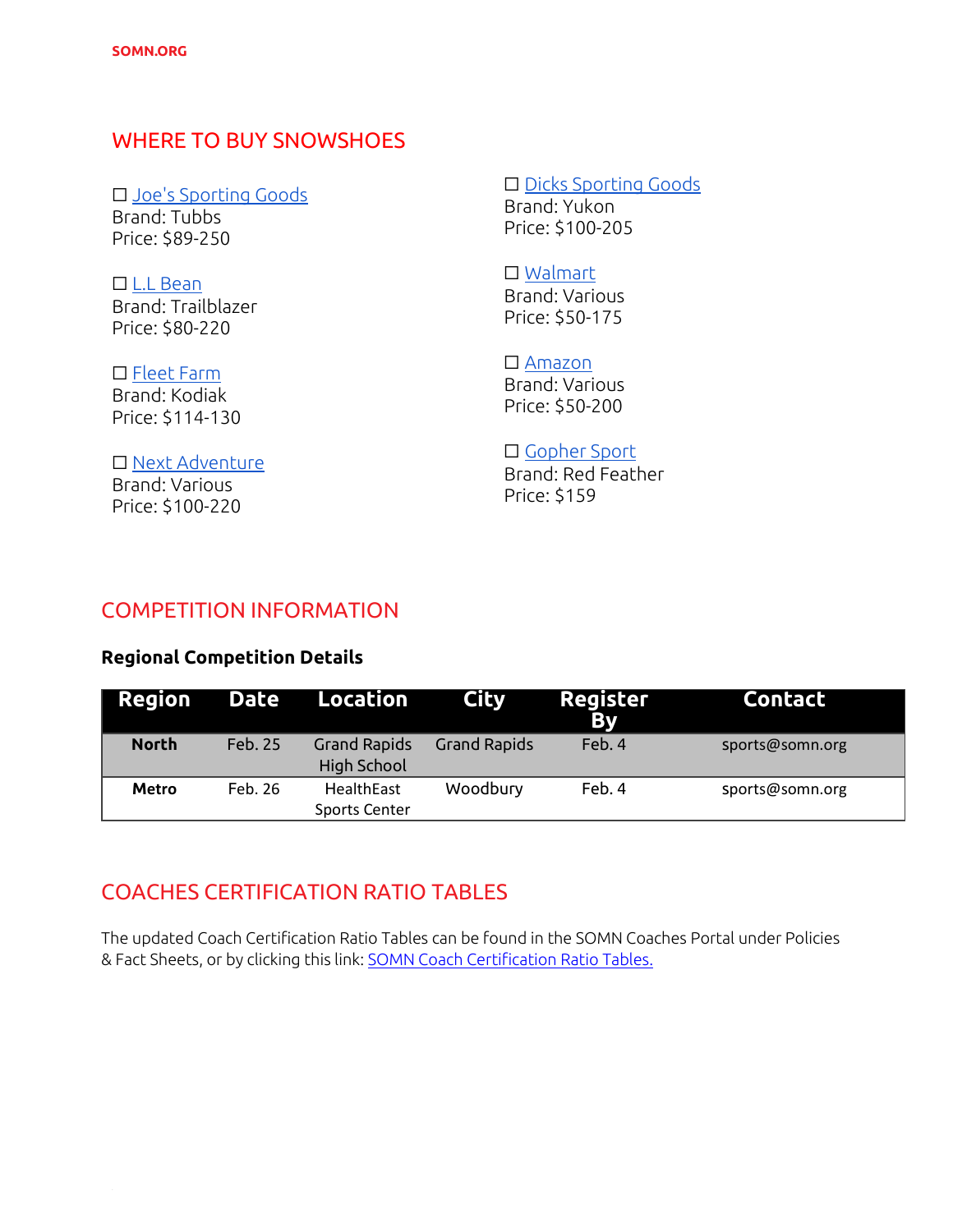## WHERE TO BUY SNOWSHOES

☐ Joe's Sporting Goods
Brand: Tubbs
Price: $89-250

☐ L.L Bean
Brand: Trailblazer
Price: $80-220

☐ Fleet Farm
Brand: Kodiak
Price: $114-130

☐ Next Adventure
Brand: Various
Price: $100-220

☐ Dicks Sporting Goods
Brand: Yukon
Price: $100-205

☐ Walmart
Brand: Various
Price: $50-175

☐ Amazon
Brand: Various
Price: $50-200

☐ Gopher Sport
Brand: Red Feather
Price: $159

## COMPETITION INFORMATION

**Regional Competition Details**

| Region | Date | Location | City | Register By | Contact |
|---|---|---|---|---|---|
| **North** | Feb. 25 | Grand Rapids High School | Grand Rapids | Feb. 4 | sports@somn.org |
| **Metro** | Feb. 26 | HealthEast Sports Center | Woodbury | Feb. 4 | sports@somn.org |

## COACHES CERTIFICATION RATIO TABLES

The updated Coach Certification Ratio Tables can be found in the SOMN Coaches Portal under Policies & Fact Sheets, or by clicking this link: SOMN Coach Certification Ratio Tables.